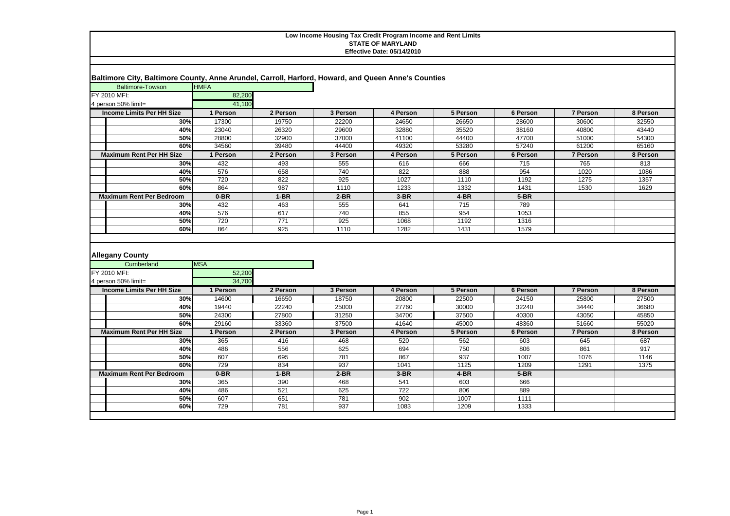# Low Income Housing Tax Credit Program Income and Rent Limits

**STATE OF MARYLAND**

**Effective Date: 05/14/2010**

## Baltimore City, Baltimore County, Anne Arundel, Carroll, Harford, Howard, and Queen Anne's Counties

| Baltimore-Towson | HMFA |
|---|---|
| FY 2010 MFI: | 82,200 |
| 4 person 50% limit= | 41,100 |

| Income Limits Per HH Size | 1 Person | 2 Person | 3 Person | 4 Person | 5 Person | 6 Person | 7 Person | 8 Person |
|---|---|---|---|---|---|---|---|---|
| 30% | 17300 | 19750 | 22200 | 24650 | 26650 | 28600 | 30600 | 32550 |
| 40% | 23040 | 26320 | 29600 | 32880 | 35520 | 38160 | 40800 | 43440 |
| 50% | 28800 | 32900 | 37000 | 41100 | 44400 | 47700 | 51000 | 54300 |
| 60% | 34560 | 39480 | 44400 | 49320 | 53280 | 57240 | 61200 | 65160 |
| **Maximum Rent Per HH Size** | **1 Person** | **2 Person** | **3 Person** | **4 Person** | **5 Person** | **6 Person** | **7 Person** | **8 Person** |
| 30% | 432 | 493 | 555 | 616 | 666 | 715 | 765 | 813 |
| 40% | 576 | 658 | 740 | 822 | 888 | 954 | 1020 | 1086 |
| 50% | 720 | 822 | 925 | 1027 | 1110 | 1192 | 1275 | 1357 |
| 60% | 864 | 987 | 1110 | 1233 | 1332 | 1431 | 1530 | 1629 |
| **Maximum Rent Per Bedroom** | **0-BR** | **1-BR** | **2-BR** | **3-BR** | **4-BR** | **5-BR** | | |
| 30% | 432 | 463 | 555 | 641 | 715 | 789 | | |
| 40% | 576 | 617 | 740 | 855 | 954 | 1053 | | |
| 50% | 720 | 771 | 925 | 1068 | 1192 | 1316 | | |
| 60% | 864 | 925 | 1110 | 1282 | 1431 | 1579 | | |

## Allegany County

| Cumberland | MSA |
|---|---|
| FY 2010 MFI: | 52,200 |
| 4 person 50% limit= | 34,700 |

| Income Limits Per HH Size | 1 Person | 2 Person | 3 Person | 4 Person | 5 Person | 6 Person | 7 Person | 8 Person |
|---|---|---|---|---|---|---|---|---|
| 30% | 14600 | 16650 | 18750 | 20800 | 22500 | 24150 | 25800 | 27500 |
| 40% | 19440 | 22240 | 25000 | 27760 | 30000 | 32240 | 34440 | 36680 |
| 50% | 24300 | 27800 | 31250 | 34700 | 37500 | 40300 | 43050 | 45850 |
| 60% | 29160 | 33360 | 37500 | 41640 | 45000 | 48360 | 51660 | 55020 |
| **Maximum Rent Per HH Size** | **1 Person** | **2 Person** | **3 Person** | **4 Person** | **5 Person** | **6 Person** | **7 Person** | **8 Person** |
| 30% | 365 | 416 | 468 | 520 | 562 | 603 | 645 | 687 |
| 40% | 486 | 556 | 625 | 694 | 750 | 806 | 861 | 917 |
| 50% | 607 | 695 | 781 | 867 | 937 | 1007 | 1076 | 1146 |
| 60% | 729 | 834 | 937 | 1041 | 1125 | 1209 | 1291 | 1375 |
| **Maximum Rent Per Bedroom** | **0-BR** | **1-BR** | **2-BR** | **3-BR** | **4-BR** | **5-BR** | | |
| 30% | 365 | 390 | 468 | 541 | 603 | 666 | | |
| 40% | 486 | 521 | 625 | 722 | 806 | 889 | | |
| 50% | 607 | 651 | 781 | 902 | 1007 | 1111 | | |
| 60% | 729 | 781 | 937 | 1083 | 1209 | 1333 | | |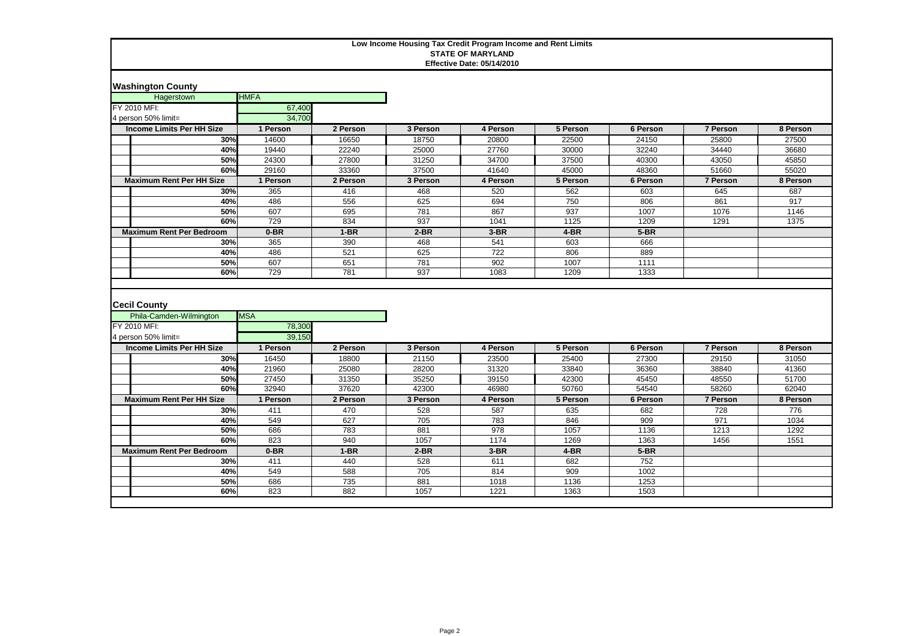**Low Income Housing Tax Credit Program Income and Rent Limits**
**STATE OF MARYLAND**
**Effective Date: 05/14/2010**

## Washington County

| Hagerstown | HMFA |
|---|---|
| FY 2010 MFI: | 67,400 |
| 4 person 50% limit= | 34,700 |

| Income Limits Per HH Size | 1 Person | 2 Person | 3 Person | 4 Person | 5 Person | 6 Person | 7 Person | 8 Person |
|---|---|---|---|---|---|---|---|---|
| 30% | 14600 | 16650 | 18750 | 20800 | 22500 | 24150 | 25800 | 27500 |
| 40% | 19440 | 22240 | 25000 | 27760 | 30000 | 32240 | 34440 | 36680 |
| 50% | 24300 | 27800 | 31250 | 34700 | 37500 | 40300 | 43050 | 45850 |
| 60% | 29160 | 33360 | 37500 | 41640 | 45000 | 48360 | 51660 | 55020 |
| **Maximum Rent Per HH Size** | **1 Person** | **2 Person** | **3 Person** | **4 Person** | **5 Person** | **6 Person** | **7 Person** | **8 Person** |
| 30% | 365 | 416 | 468 | 520 | 562 | 603 | 645 | 687 |
| 40% | 486 | 556 | 625 | 694 | 750 | 806 | 861 | 917 |
| 50% | 607 | 695 | 781 | 867 | 937 | 1007 | 1076 | 1146 |
| 60% | 729 | 834 | 937 | 1041 | 1125 | 1209 | 1291 | 1375 |
| **Maximum Rent Per Bedroom** | **0-BR** | **1-BR** | **2-BR** | **3-BR** | **4-BR** | **5-BR** | | |
| 30% | 365 | 390 | 468 | 541 | 603 | 666 | | |
| 40% | 486 | 521 | 625 | 722 | 806 | 889 | | |
| 50% | 607 | 651 | 781 | 902 | 1007 | 1111 | | |
| 60% | 729 | 781 | 937 | 1083 | 1209 | 1333 | | |

## Cecil County

| Phila-Camden-Wilmington | MSA |
|---|---|
| FY 2010 MFI: | 78,300 |
| 4 person 50% limit= | 39,150 |

| Income Limits Per HH Size | 1 Person | 2 Person | 3 Person | 4 Person | 5 Person | 6 Person | 7 Person | 8 Person |
|---|---|---|---|---|---|---|---|---|
| 30% | 16450 | 18800 | 21150 | 23500 | 25400 | 27300 | 29150 | 31050 |
| 40% | 21960 | 25080 | 28200 | 31320 | 33840 | 36360 | 38840 | 41360 |
| 50% | 27450 | 31350 | 35250 | 39150 | 42300 | 45450 | 48550 | 51700 |
| 60% | 32940 | 37620 | 42300 | 46980 | 50760 | 54540 | 58260 | 62040 |
| **Maximum Rent Per HH Size** | **1 Person** | **2 Person** | **3 Person** | **4 Person** | **5 Person** | **6 Person** | **7 Person** | **8 Person** |
| 30% | 411 | 470 | 528 | 587 | 635 | 682 | 728 | 776 |
| 40% | 549 | 627 | 705 | 783 | 846 | 909 | 971 | 1034 |
| 50% | 686 | 783 | 881 | 978 | 1057 | 1136 | 1213 | 1292 |
| 60% | 823 | 940 | 1057 | 1174 | 1269 | 1363 | 1456 | 1551 |
| **Maximum Rent Per Bedroom** | **0-BR** | **1-BR** | **2-BR** | **3-BR** | **4-BR** | **5-BR** | | |
| 30% | 411 | 440 | 528 | 611 | 682 | 752 | | |
| 40% | 549 | 588 | 705 | 814 | 909 | 1002 | | |
| 50% | 686 | 735 | 881 | 1018 | 1136 | 1253 | | |
| 60% | 823 | 882 | 1057 | 1221 | 1363 | 1503 | | |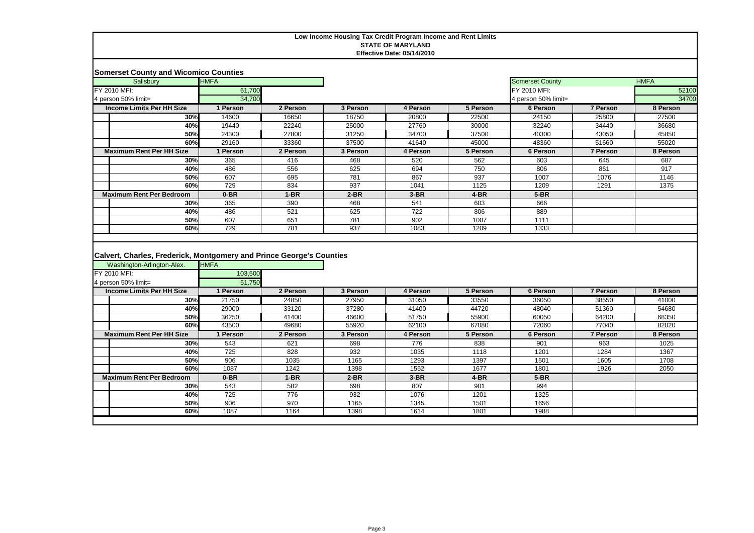**Low Income Housing Tax Credit Program Income and Rent Limits**
**STATE OF MARYLAND**
**Effective Date: 05/14/2010**

## Somerset County and Wicomico Counties

| Salisbury | HMFA | | | | | Somerset County | | HMFA |
|---|---|---|---|---|---|---|---|---|
| FY 2010 MFI: | 61,700 | | | | | FY 2010 MFI: | | 52100 |
| 4 person 50% limit= | 34,700 | | | | | 4 person 50% limit= | | 34700 |
| **Income Limits Per HH Size** | **1 Person** | **2 Person** | **3 Person** | **4 Person** | **5 Person** | **6 Person** | **7 Person** | **8 Person** |
| **30%** | 14600 | 16650 | 18750 | 20800 | 22500 | 24150 | 25800 | 27500 |
| **40%** | 19440 | 22240 | 25000 | 27760 | 30000 | 32240 | 34440 | 36680 |
| **50%** | 24300 | 27800 | 31250 | 34700 | 37500 | 40300 | 43050 | 45850 |
| **60%** | 29160 | 33360 | 37500 | 41640 | 45000 | 48360 | 51660 | 55020 |
| **Maximum Rent Per HH Size** | **1 Person** | **2 Person** | **3 Person** | **4 Person** | **5 Person** | **6 Person** | **7 Person** | **8 Person** |
| **30%** | 365 | 416 | 468 | 520 | 562 | 603 | 645 | 687 |
| **40%** | 486 | 556 | 625 | 694 | 750 | 806 | 861 | 917 |
| **50%** | 607 | 695 | 781 | 867 | 937 | 1007 | 1076 | 1146 |
| **60%** | 729 | 834 | 937 | 1041 | 1125 | 1209 | 1291 | 1375 |
| **Maximum Rent Per Bedroom** | **0-BR** | **1-BR** | **2-BR** | **3-BR** | **4-BR** | **5-BR** | | |
| **30%** | 365 | 390 | 468 | 541 | 603 | 666 | | |
| **40%** | 486 | 521 | 625 | 722 | 806 | 889 | | |
| **50%** | 607 | 651 | 781 | 902 | 1007 | 1111 | | |
| **60%** | 729 | 781 | 937 | 1083 | 1209 | 1333 | | |

## Calvert, Charles, Frederick, Montgomery and Prince George's Counties

| Washington-Arlington-Alex. | HMFA | | | | | | | |
|---|---|---|---|---|---|---|---|---|
| FY 2010 MFI: | 103,500 | | | | | | | |
| 4 person 50% limit= | 51,750 | | | | | | | |
| **Income Limits Per HH Size** | **1 Person** | **2 Person** | **3 Person** | **4 Person** | **5 Person** | **6 Person** | **7 Person** | **8 Person** |
| **30%** | 21750 | 24850 | 27950 | 31050 | 33550 | 36050 | 38550 | 41000 |
| **40%** | 29000 | 33120 | 37280 | 41400 | 44720 | 48040 | 51360 | 54680 |
| **50%** | 36250 | 41400 | 46600 | 51750 | 55900 | 60050 | 64200 | 68350 |
| **60%** | 43500 | 49680 | 55920 | 62100 | 67080 | 72060 | 77040 | 82020 |
| **Maximum Rent Per HH Size** | **1 Person** | **2 Person** | **3 Person** | **4 Person** | **5 Person** | **6 Person** | **7 Person** | **8 Person** |
| **30%** | 543 | 621 | 698 | 776 | 838 | 901 | 963 | 1025 |
| **40%** | 725 | 828 | 932 | 1035 | 1118 | 1201 | 1284 | 1367 |
| **50%** | 906 | 1035 | 1165 | 1293 | 1397 | 1501 | 1605 | 1708 |
| **60%** | 1087 | 1242 | 1398 | 1552 | 1677 | 1801 | 1926 | 2050 |
| **Maximum Rent Per Bedroom** | **0-BR** | **1-BR** | **2-BR** | **3-BR** | **4-BR** | **5-BR** | | |
| **30%** | 543 | 582 | 698 | 807 | 901 | 994 | | |
| **40%** | 725 | 776 | 932 | 1076 | 1201 | 1325 | | |
| **50%** | 906 | 970 | 1165 | 1345 | 1501 | 1656 | | |
| **60%** | 1087 | 1164 | 1398 | 1614 | 1801 | 1988 | | |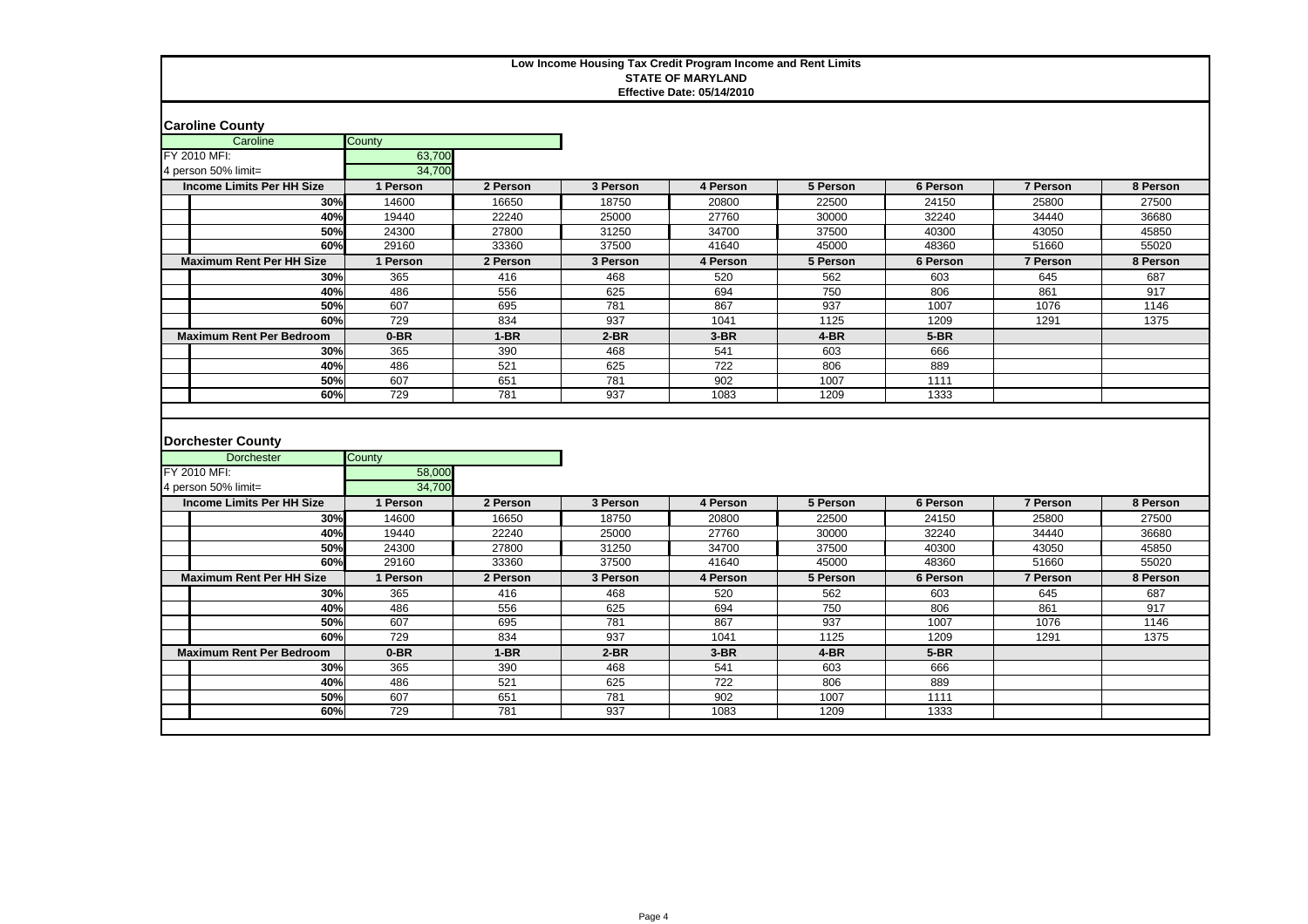**Low Income Housing Tax Credit Program Income and Rent Limits**
**STATE OF MARYLAND**
**Effective Date: 05/14/2010**

## Caroline County

| Caroline | County |
|---|---|
| FY 2010 MFI: | 63,700 |
| 4 person 50% limit= | 34,700 |

| Income Limits Per HH Size | 1 Person | 2 Person | 3 Person | 4 Person | 5 Person | 6 Person | 7 Person | 8 Person |
|---|---|---|---|---|---|---|---|---|
| 30% | 14600 | 16650 | 18750 | 20800 | 22500 | 24150 | 25800 | 27500 |
| 40% | 19440 | 22240 | 25000 | 27760 | 30000 | 32240 | 34440 | 36680 |
| 50% | 24300 | 27800 | 31250 | 34700 | 37500 | 40300 | 43050 | 45850 |
| 60% | 29160 | 33360 | 37500 | 41640 | 45000 | 48360 | 51660 | 55020 |
| **Maximum Rent Per HH Size** | **1 Person** | **2 Person** | **3 Person** | **4 Person** | **5 Person** | **6 Person** | **7 Person** | **8 Person** |
| 30% | 365 | 416 | 468 | 520 | 562 | 603 | 645 | 687 |
| 40% | 486 | 556 | 625 | 694 | 750 | 806 | 861 | 917 |
| 50% | 607 | 695 | 781 | 867 | 937 | 1007 | 1076 | 1146 |
| 60% | 729 | 834 | 937 | 1041 | 1125 | 1209 | 1291 | 1375 |
| **Maximum Rent Per Bedroom** | **0-BR** | **1-BR** | **2-BR** | **3-BR** | **4-BR** | **5-BR** | | |
| 30% | 365 | 390 | 468 | 541 | 603 | 666 | | |
| 40% | 486 | 521 | 625 | 722 | 806 | 889 | | |
| 50% | 607 | 651 | 781 | 902 | 1007 | 1111 | | |
| 60% | 729 | 781 | 937 | 1083 | 1209 | 1333 | | |

## Dorchester County

| Dorchester | County |
|---|---|
| FY 2010 MFI: | 58,000 |
| 4 person 50% limit= | 34,700 |

| Income Limits Per HH Size | 1 Person | 2 Person | 3 Person | 4 Person | 5 Person | 6 Person | 7 Person | 8 Person |
|---|---|---|---|---|---|---|---|---|
| 30% | 14600 | 16650 | 18750 | 20800 | 22500 | 24150 | 25800 | 27500 |
| 40% | 19440 | 22240 | 25000 | 27760 | 30000 | 32240 | 34440 | 36680 |
| 50% | 24300 | 27800 | 31250 | 34700 | 37500 | 40300 | 43050 | 45850 |
| 60% | 29160 | 33360 | 37500 | 41640 | 45000 | 48360 | 51660 | 55020 |
| **Maximum Rent Per HH Size** | **1 Person** | **2 Person** | **3 Person** | **4 Person** | **5 Person** | **6 Person** | **7 Person** | **8 Person** |
| 30% | 365 | 416 | 468 | 520 | 562 | 603 | 645 | 687 |
| 40% | 486 | 556 | 625 | 694 | 750 | 806 | 861 | 917 |
| 50% | 607 | 695 | 781 | 867 | 937 | 1007 | 1076 | 1146 |
| 60% | 729 | 834 | 937 | 1041 | 1125 | 1209 | 1291 | 1375 |
| **Maximum Rent Per Bedroom** | **0-BR** | **1-BR** | **2-BR** | **3-BR** | **4-BR** | **5-BR** | | |
| 30% | 365 | 390 | 468 | 541 | 603 | 666 | | |
| 40% | 486 | 521 | 625 | 722 | 806 | 889 | | |
| 50% | 607 | 651 | 781 | 902 | 1007 | 1111 | | |
| 60% | 729 | 781 | 937 | 1083 | 1209 | 1333 | | |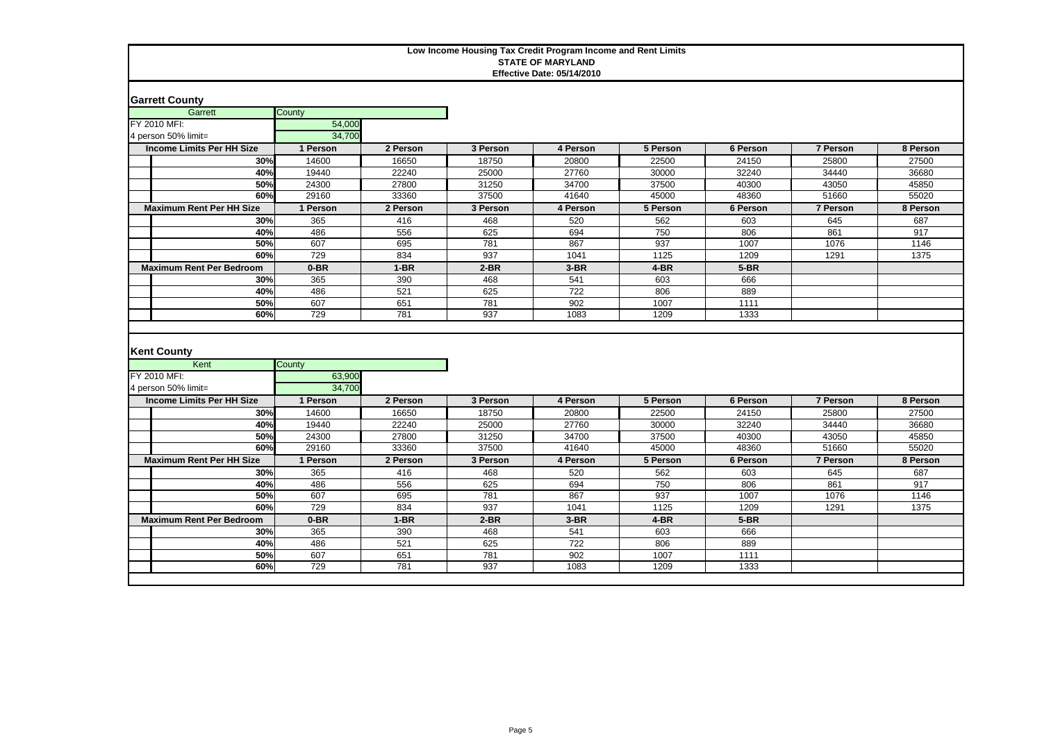**Low Income Housing Tax Credit Program Income and Rent Limits**
**STATE OF MARYLAND**
**Effective Date: 05/14/2010**

## Garrett County

| Garrett | County |
|---|---|
| FY 2010 MFI: | 54,000 |
| 4 person 50% limit= | 34,700 |

| Income Limits Per HH Size | 1 Person | 2 Person | 3 Person | 4 Person | 5 Person | 6 Person | 7 Person | 8 Person |
|---|---|---|---|---|---|---|---|---|
| 30% | 14600 | 16650 | 18750 | 20800 | 22500 | 24150 | 25800 | 27500 |
| 40% | 19440 | 22240 | 25000 | 27760 | 30000 | 32240 | 34440 | 36680 |
| 50% | 24300 | 27800 | 31250 | 34700 | 37500 | 40300 | 43050 | 45850 |
| 60% | 29160 | 33360 | 37500 | 41640 | 45000 | 48360 | 51660 | 55020 |
| **Maximum Rent Per HH Size** | **1 Person** | **2 Person** | **3 Person** | **4 Person** | **5 Person** | **6 Person** | **7 Person** | **8 Person** |
| 30% | 365 | 416 | 468 | 520 | 562 | 603 | 645 | 687 |
| 40% | 486 | 556 | 625 | 694 | 750 | 806 | 861 | 917 |
| 50% | 607 | 695 | 781 | 867 | 937 | 1007 | 1076 | 1146 |
| 60% | 729 | 834 | 937 | 1041 | 1125 | 1209 | 1291 | 1375 |
| **Maximum Rent Per Bedroom** | **0-BR** | **1-BR** | **2-BR** | **3-BR** | **4-BR** | **5-BR** | | |
| 30% | 365 | 390 | 468 | 541 | 603 | 666 | | |
| 40% | 486 | 521 | 625 | 722 | 806 | 889 | | |
| 50% | 607 | 651 | 781 | 902 | 1007 | 1111 | | |
| 60% | 729 | 781 | 937 | 1083 | 1209 | 1333 | | |

## Kent County

| Kent | County |
|---|---|
| FY 2010 MFI: | 63,900 |
| 4 person 50% limit= | 34,700 |

| Income Limits Per HH Size | 1 Person | 2 Person | 3 Person | 4 Person | 5 Person | 6 Person | 7 Person | 8 Person |
|---|---|---|---|---|---|---|---|---|
| 30% | 14600 | 16650 | 18750 | 20800 | 22500 | 24150 | 25800 | 27500 |
| 40% | 19440 | 22240 | 25000 | 27760 | 30000 | 32240 | 34440 | 36680 |
| 50% | 24300 | 27800 | 31250 | 34700 | 37500 | 40300 | 43050 | 45850 |
| 60% | 29160 | 33360 | 37500 | 41640 | 45000 | 48360 | 51660 | 55020 |
| **Maximum Rent Per HH Size** | **1 Person** | **2 Person** | **3 Person** | **4 Person** | **5 Person** | **6 Person** | **7 Person** | **8 Person** |
| 30% | 365 | 416 | 468 | 520 | 562 | 603 | 645 | 687 |
| 40% | 486 | 556 | 625 | 694 | 750 | 806 | 861 | 917 |
| 50% | 607 | 695 | 781 | 867 | 937 | 1007 | 1076 | 1146 |
| 60% | 729 | 834 | 937 | 1041 | 1125 | 1209 | 1291 | 1375 |
| **Maximum Rent Per Bedroom** | **0-BR** | **1-BR** | **2-BR** | **3-BR** | **4-BR** | **5-BR** | | |
| 30% | 365 | 390 | 468 | 541 | 603 | 666 | | |
| 40% | 486 | 521 | 625 | 722 | 806 | 889 | | |
| 50% | 607 | 651 | 781 | 902 | 1007 | 1111 | | |
| 60% | 729 | 781 | 937 | 1083 | 1209 | 1333 | | |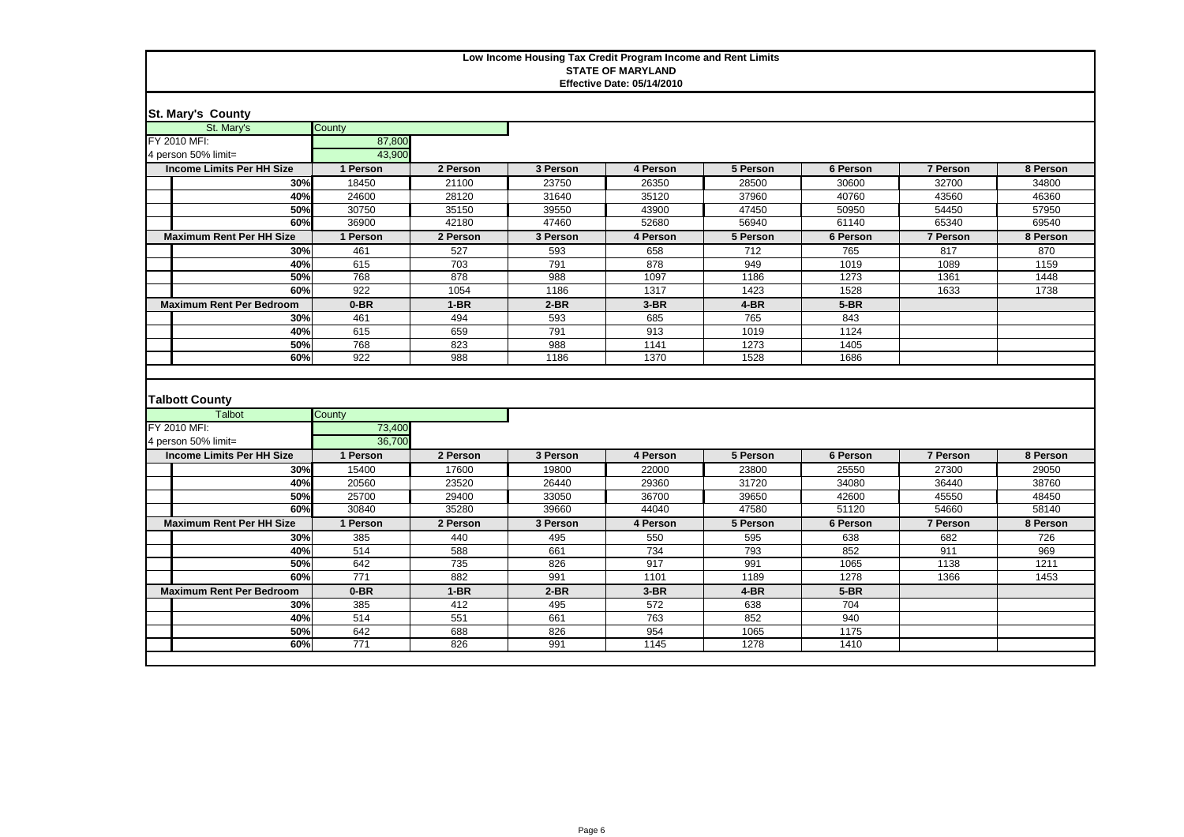**Low Income Housing Tax Credit Program Income and Rent Limits**
**STATE OF MARYLAND**
**Effective Date: 05/14/2010**

## St. Mary's County

| St. Mary's | County |
|---|---|
| FY 2010 MFI: | 87,800 |
| 4 person 50% limit= | 43,900 |

| Income Limits Per HH Size | 1 Person | 2 Person | 3 Person | 4 Person | 5 Person | 6 Person | 7 Person | 8 Person |
|---|---|---|---|---|---|---|---|---|
| 30% | 18450 | 21100 | 23750 | 26350 | 28500 | 30600 | 32700 | 34800 |
| 40% | 24600 | 28120 | 31640 | 35120 | 37960 | 40760 | 43560 | 46360 |
| 50% | 30750 | 35150 | 39550 | 43900 | 47450 | 50950 | 54450 | 57950 |
| 60% | 36900 | 42180 | 47460 | 52680 | 56940 | 61140 | 65340 | 69540 |
| **Maximum Rent Per HH Size** | **1 Person** | **2 Person** | **3 Person** | **4 Person** | **5 Person** | **6 Person** | **7 Person** | **8 Person** |
| 30% | 461 | 527 | 593 | 658 | 712 | 765 | 817 | 870 |
| 40% | 615 | 703 | 791 | 878 | 949 | 1019 | 1089 | 1159 |
| 50% | 768 | 878 | 988 | 1097 | 1186 | 1273 | 1361 | 1448 |
| 60% | 922 | 1054 | 1186 | 1317 | 1423 | 1528 | 1633 | 1738 |
| **Maximum Rent Per Bedroom** | **0-BR** | **1-BR** | **2-BR** | **3-BR** | **4-BR** | **5-BR** | | |
| 30% | 461 | 494 | 593 | 685 | 765 | 843 | | |
| 40% | 615 | 659 | 791 | 913 | 1019 | 1124 | | |
| 50% | 768 | 823 | 988 | 1141 | 1273 | 1405 | | |
| 60% | 922 | 988 | 1186 | 1370 | 1528 | 1686 | | |

## Talbott County

| Talbot | County |
|---|---|
| FY 2010 MFI: | 73,400 |
| 4 person 50% limit= | 36,700 |

| Income Limits Per HH Size | 1 Person | 2 Person | 3 Person | 4 Person | 5 Person | 6 Person | 7 Person | 8 Person |
|---|---|---|---|---|---|---|---|---|
| 30% | 15400 | 17600 | 19800 | 22000 | 23800 | 25550 | 27300 | 29050 |
| 40% | 20560 | 23520 | 26440 | 29360 | 31720 | 34080 | 36440 | 38760 |
| 50% | 25700 | 29400 | 33050 | 36700 | 39650 | 42600 | 45550 | 48450 |
| 60% | 30840 | 35280 | 39660 | 44040 | 47580 | 51120 | 54660 | 58140 |
| **Maximum Rent Per HH Size** | **1 Person** | **2 Person** | **3 Person** | **4 Person** | **5 Person** | **6 Person** | **7 Person** | **8 Person** |
| 30% | 385 | 440 | 495 | 550 | 595 | 638 | 682 | 726 |
| 40% | 514 | 588 | 661 | 734 | 793 | 852 | 911 | 969 |
| 50% | 642 | 735 | 826 | 917 | 991 | 1065 | 1138 | 1211 |
| 60% | 771 | 882 | 991 | 1101 | 1189 | 1278 | 1366 | 1453 |
| **Maximum Rent Per Bedroom** | **0-BR** | **1-BR** | **2-BR** | **3-BR** | **4-BR** | **5-BR** | | |
| 30% | 385 | 412 | 495 | 572 | 638 | 704 | | |
| 40% | 514 | 551 | 661 | 763 | 852 | 940 | | |
| 50% | 642 | 688 | 826 | 954 | 1065 | 1175 | | |
| 60% | 771 | 826 | 991 | 1145 | 1278 | 1410 | | |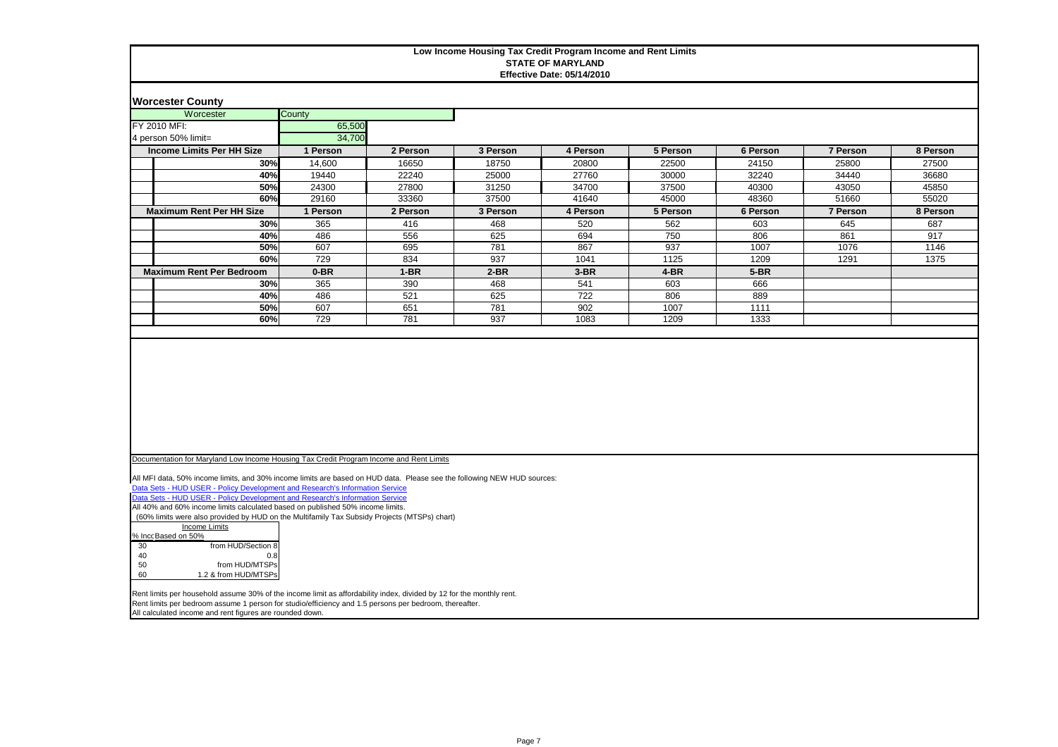# Low Income Housing Tax Credit Program Income and Rent Limits
## STATE OF MARYLAND
### Effective Date: 05/14/2010

## Worcester County

| | |
|---|---|
| Worcester | County |
| FY 2010 MFI: | 65,500 |
| 4 person 50% limit= | 34,700 |

| Income Limits Per HH Size | 1 Person | 2 Person | 3 Person | 4 Person | 5 Person | 6 Person | 7 Person | 8 Person |
|---|---|---|---|---|---|---|---|---|
| 30% | 14,600 | 16650 | 18750 | 20800 | 22500 | 24150 | 25800 | 27500 |
| 40% | 19440 | 22240 | 25000 | 27760 | 30000 | 32240 | 34440 | 36680 |
| 50% | 24300 | 27800 | 31250 | 34700 | 37500 | 40300 | 43050 | 45850 |
| 60% | 29160 | 33360 | 37500 | 41640 | 45000 | 48360 | 51660 | 55020 |
| **Maximum Rent Per HH Size** | **1 Person** | **2 Person** | **3 Person** | **4 Person** | **5 Person** | **6 Person** | **7 Person** | **8 Person** |
| 30% | 365 | 416 | 468 | 520 | 562 | 603 | 645 | 687 |
| 40% | 486 | 556 | 625 | 694 | 750 | 806 | 861 | 917 |
| 50% | 607 | 695 | 781 | 867 | 937 | 1007 | 1076 | 1146 |
| 60% | 729 | 834 | 937 | 1041 | 1125 | 1209 | 1291 | 1375 |
| **Maximum Rent Per Bedroom** | **0-BR** | **1-BR** | **2-BR** | **3-BR** | **4-BR** | **5-BR** | | |
| 30% | 365 | 390 | 468 | 541 | 603 | 666 | | |
| 40% | 486 | 521 | 625 | 722 | 806 | 889 | | |
| 50% | 607 | 651 | 781 | 902 | 1007 | 1111 | | |
| 60% | 729 | 781 | 937 | 1083 | 1209 | 1333 | | |

Documentation for Maryland Low Income Housing Tax Credit Program Income and Rent Limits

All MFI data, 50% income limits, and 30% income limits are based on HUD data. Please see the following NEW HUD sources:
Data Sets - HUD USER - Policy Development and Research's Information Service
Data Sets - HUD USER - Policy Development and Research's Information Service
All 40% and 60% income limits calculated based on published 50% income limits.
(60% limits were also provided by HUD on the Multifamily Tax Subsidy Projects (MTSPs) chart)

| % Inco | Income Limits Based on 50% |
|---|---|
| 30 | from HUD/Section 8 |
| 40 | 0.8 |
| 50 | from HUD/MTSPs |
| 60 | 1.2 & from HUD/MTSPs |

Rent limits per household assume 30% of the income limit as affordability index, divided by 12 for the monthly rent.
Rent limits per bedroom assume 1 person for studio/efficiency and 1.5 persons per bedroom, thereafter.
All calculated income and rent figures are rounded down.